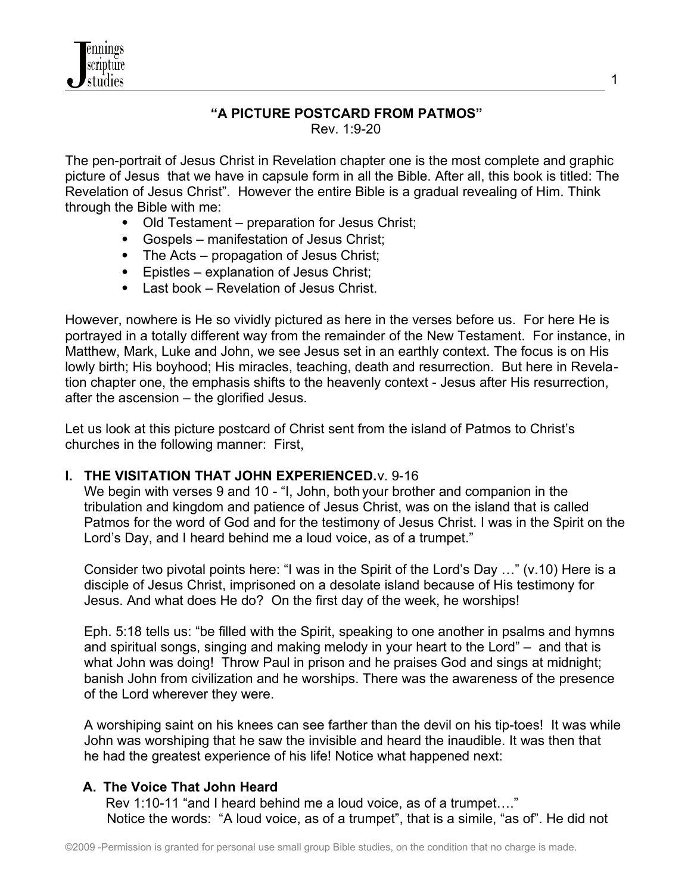## "A PICTURE POSTCARD FROM PATMOS"

Rev. 1:9-20

The pen-portrait of Jesus Christ in Revelation chapter one is the most complete and graphic picture of Jesus that we have in capsule form in all the Bible. After all, this book is titled: The Revelation of Jesus Christ". However the entire Bible is a gradual revealing of Him. Think through the Bible with me:

- Old Testament – preparation for Jesus Christ;
- Gospels – manifestation of Jesus Christ;
- The Acts – propagation of Jesus Christ;
- Epistles – explanation of Jesus Christ;
- Last book – Revelation of Jesus Christ.

However, nowhere is He so vividly pictured as here in the verses before us. For here He is portrayed in a totally different way from the remainder of the New Testament. For instance, in Matthew, Mark, Luke and John, we see Jesus set in an earthly context. The focus is on His lowly birth; His boyhood; His miracles, teaching, death and resurrection. But here in Revelation chapter one, the emphasis shifts to the heavenly context - Jesus after His resurrection, after the ascension – the glorified Jesus.

Let us look at this picture postcard of Christ sent from the island of Patmos to Christ's churches in the following manner: First,

### I. THE VISITATION THAT JOHN EXPERIENCED. v. 9-16

We begin with verses 9 and 10 - "I, John, both your brother and companion in the tribulation and kingdom and patience of Jesus Christ, was on the island that is called Patmos for the word of God and for the testimony of Jesus Christ. I was in the Spirit on the Lord's Day, and I heard behind me a loud voice, as of a trumpet."

Consider two pivotal points here: "I was in the Spirit of the Lord's Day …" (v.10) Here is a disciple of Jesus Christ, imprisoned on a desolate island because of His testimony for Jesus. And what does He do? On the first day of the week, he worships!

Eph. 5:18 tells us: "be filled with the Spirit, speaking to one another in psalms and hymns and spiritual songs, singing and making melody in your heart to the Lord" – and that is what John was doing! Throw Paul in prison and he praises God and sings at midnight; banish John from civilization and he worships. There was the awareness of the presence of the Lord wherever they were.

A worshiping saint on his knees can see farther than the devil on his tip-toes! It was while John was worshiping that he saw the invisible and heard the inaudible. It was then that he had the greatest experience of his life! Notice what happened next:

#### A. The Voice That John Heard

Rev 1:10-11 "and I heard behind me a loud voice, as of a trumpet…."
Notice the words: "A loud voice, as of a trumpet", that is a simile, "as of". He did not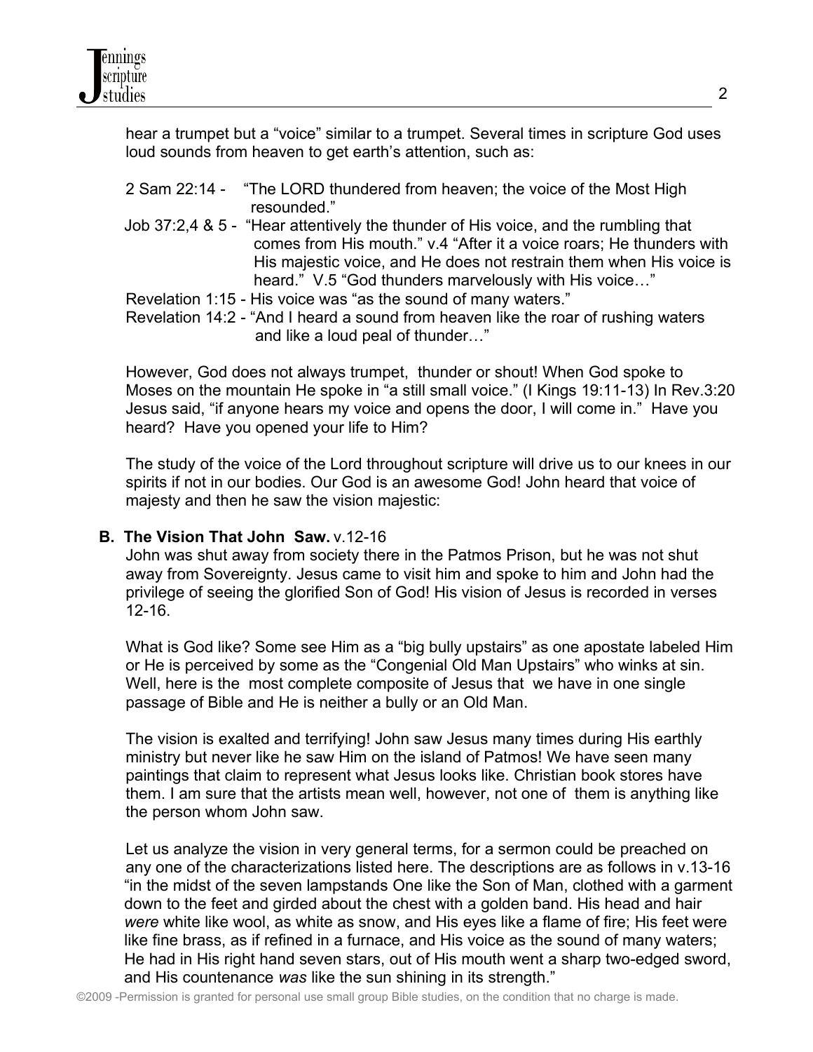hear a trumpet but a "voice" similar to a trumpet. Several times in scripture God uses loud sounds from heaven to get earth's attention, such as:

2 Sam 22:14 - "The LORD thundered from heaven; the voice of the Most High resounded."

Job 37:2,4 & 5 - "Hear attentively the thunder of His voice, and the rumbling that comes from His mouth." v.4 "After it a voice roars; He thunders with His majestic voice, and He does not restrain them when His voice is heard." V.5 "God thunders marvelously with His voice…"

Revelation 1:15 - His voice was "as the sound of many waters."

Revelation 14:2 - "And I heard a sound from heaven like the roar of rushing waters and like a loud peal of thunder…"

However, God does not always trumpet, thunder or shout! When God spoke to Moses on the mountain He spoke in "a still small voice." (I Kings 19:11-13) In Rev.3:20 Jesus said, "if anyone hears my voice and opens the door, I will come in." Have you heard? Have you opened your life to Him?

The study of the voice of the Lord throughout scripture will drive us to our knees in our spirits if not in our bodies. Our God is an awesome God! John heard that voice of majesty and then he saw the vision majestic:

### B. The Vision That John Saw. v.12-16

John was shut away from society there in the Patmos Prison, but he was not shut away from Sovereignty. Jesus came to visit him and spoke to him and John had the privilege of seeing the glorified Son of God! His vision of Jesus is recorded in verses 12-16.

What is God like? Some see Him as a "big bully upstairs" as one apostate labeled Him or He is perceived by some as the "Congenial Old Man Upstairs" who winks at sin. Well, here is the most complete composite of Jesus that we have in one single passage of Bible and He is neither a bully or an Old Man.

The vision is exalted and terrifying! John saw Jesus many times during His earthly ministry but never like he saw Him on the island of Patmos! We have seen many paintings that claim to represent what Jesus looks like. Christian book stores have them. I am sure that the artists mean well, however, not one of them is anything like the person whom John saw.

Let us analyze the vision in very general terms, for a sermon could be preached on any one of the characterizations listed here. The descriptions are as follows in v.13-16 "in the midst of the seven lampstands One like the Son of Man, clothed with a garment down to the feet and girded about the chest with a golden band. His head and hair *were* white like wool, as white as snow, and His eyes like a flame of fire; His feet were like fine brass, as if refined in a furnace, and His voice as the sound of many waters; He had in His right hand seven stars, out of His mouth went a sharp two-edged sword, and His countenance *was* like the sun shining in its strength."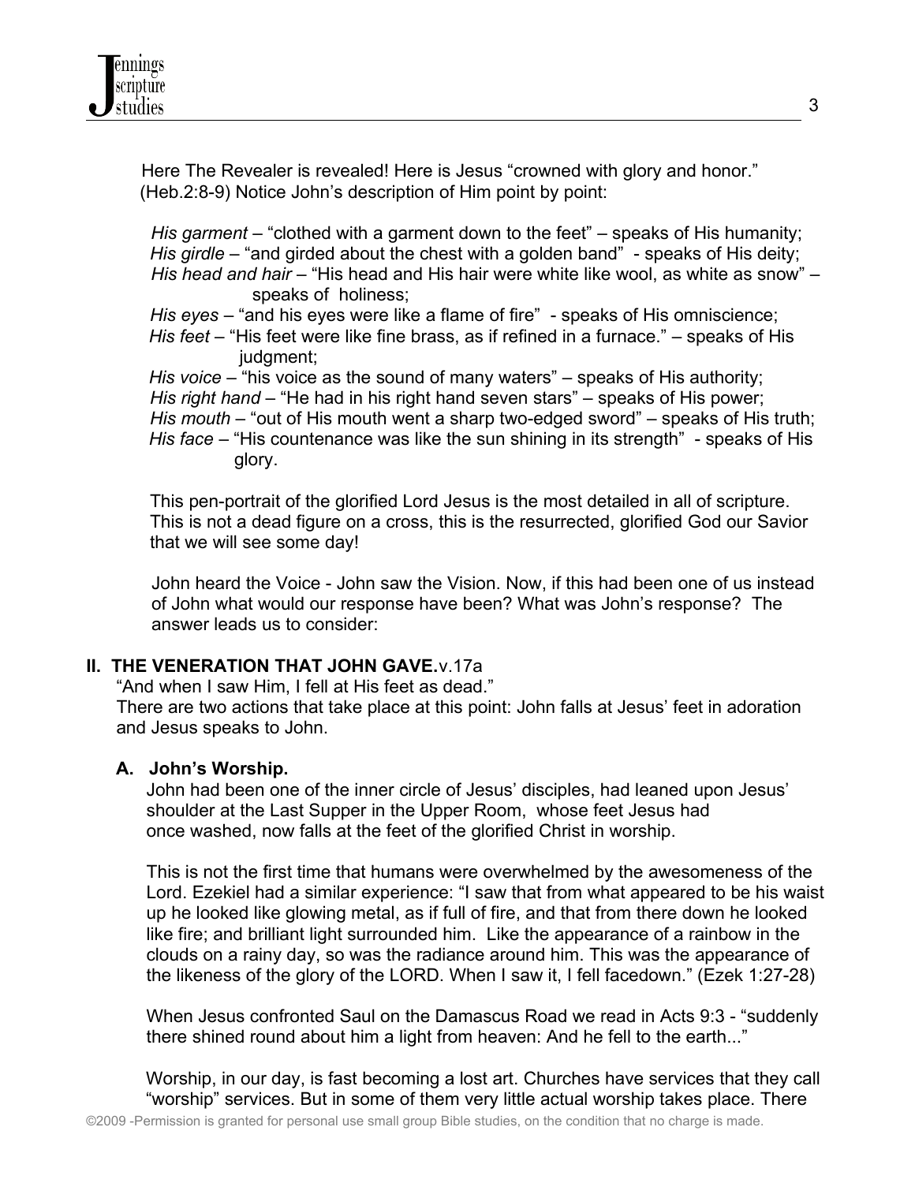Here The Revealer is revealed! Here is Jesus "crowned with glory and honor." (Heb.2:8-9) Notice John's description of Him point by point:

*His garment* – "clothed with a garment down to the feet" – speaks of His humanity;
*His girdle* – "and girded about the chest with a golden band" - speaks of His deity;
*His head and hair* – "His head and His hair were white like wool, as white as snow" – speaks of holiness;
*His eyes* – "and his eyes were like a flame of fire" - speaks of His omniscience;
*His feet* – "His feet were like fine brass, as if refined in a furnace." – speaks of His judgment;
*His voice* – "his voice as the sound of many waters" – speaks of His authority;
*His right hand* – "He had in his right hand seven stars" – speaks of His power;
*His mouth* – "out of His mouth went a sharp two-edged sword" – speaks of His truth;
*His face* – "His countenance was like the sun shining in its strength" - speaks of His glory.

This pen-portrait of the glorified Lord Jesus is the most detailed in all of scripture. This is not a dead figure on a cross, this is the resurrected, glorified God our Savior that we will see some day!

John heard the Voice - John saw the Vision. Now, if this had been one of us instead of John what would our response have been? What was John's response? The answer leads us to consider:

## II. THE VENERATION THAT JOHN GAVE. v.17a

"And when I saw Him, I fell at His feet as dead."
There are two actions that take place at this point: John falls at Jesus' feet in adoration and Jesus speaks to John.

### A. John's Worship.

John had been one of the inner circle of Jesus' disciples, had leaned upon Jesus' shoulder at the Last Supper in the Upper Room, whose feet Jesus had once washed, now falls at the feet of the glorified Christ in worship.

This is not the first time that humans were overwhelmed by the awesomeness of the Lord. Ezekiel had a similar experience: "I saw that from what appeared to be his waist up he looked like glowing metal, as if full of fire, and that from there down he looked like fire; and brilliant light surrounded him. Like the appearance of a rainbow in the clouds on a rainy day, so was the radiance around him. This was the appearance of the likeness of the glory of the LORD. When I saw it, I fell facedown." (Ezek 1:27-28)

When Jesus confronted Saul on the Damascus Road we read in Acts 9:3 - "suddenly there shined round about him a light from heaven: And he fell to the earth..."

Worship, in our day, is fast becoming a lost art. Churches have services that they call "worship" services. But in some of them very little actual worship takes place. There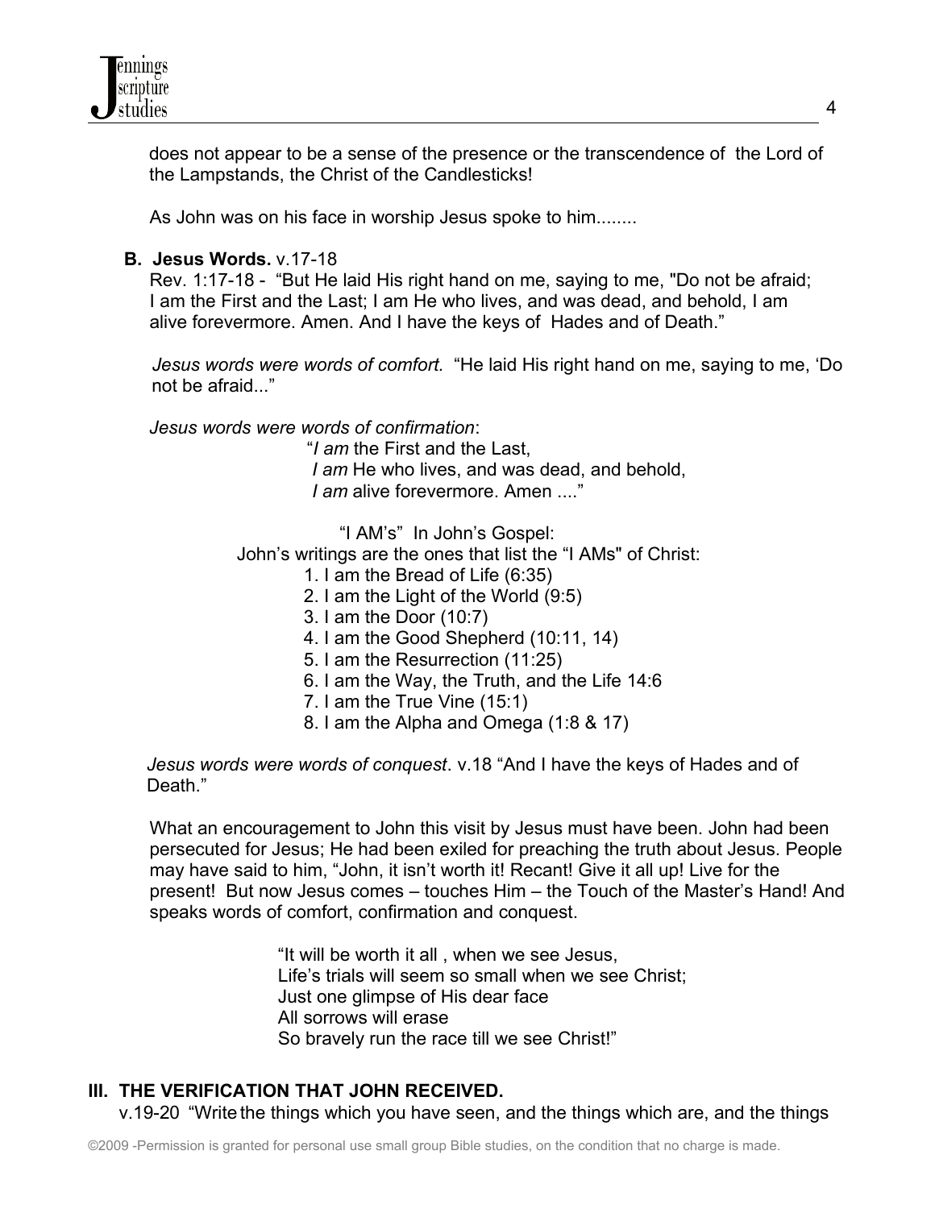does not appear to be a sense of the presence or the transcendence of the Lord of the Lampstands, the Christ of the Candlesticks!

As John was on his face in worship Jesus spoke to him........

**B. Jesus Words.** v.17-18

Rev. 1:17-18 - "But He laid His right hand on me, saying to me, "Do not be afraid; I am the First and the Last; I am He who lives, and was dead, and behold, I am alive forevermore. Amen. And I have the keys of Hades and of Death."

*Jesus words were words of comfort.* "He laid His right hand on me, saying to me, 'Do not be afraid..."

*Jesus words were words of confirmation*:

"*I am* the First and the Last,
*I am* He who lives, and was dead, and behold,
*I am* alive forevermore. Amen ...."

"I AM's" In John's Gospel:

John's writings are the ones that list the "I AMs" of Christ:

1. I am the Bread of Life (6:35)
2. I am the Light of the World (9:5)
3. I am the Door (10:7)
4. I am the Good Shepherd (10:11, 14)
5. I am the Resurrection (11:25)
6. I am the Way, the Truth, and the Life 14:6
7. I am the True Vine (15:1)
8. I am the Alpha and Omega (1:8 & 17)

*Jesus words were words of conquest*. v.18 "And I have the keys of Hades and of Death."

What an encouragement to John this visit by Jesus must have been. John had been persecuted for Jesus; He had been exiled for preaching the truth about Jesus. People may have said to him, "John, it isn't worth it! Recant! Give it all up! Live for the present! But now Jesus comes – touches Him – the Touch of the Master's Hand! And speaks words of comfort, confirmation and conquest.

"It will be worth it all , when we see Jesus,
Life's trials will seem so small when we see Christ;
Just one glimpse of His dear face
All sorrows will erase
So bravely run the race till we see Christ!"

## III. THE VERIFICATION THAT JOHN RECEIVED.

v.19-20 "Write the things which you have seen, and the things which are, and the things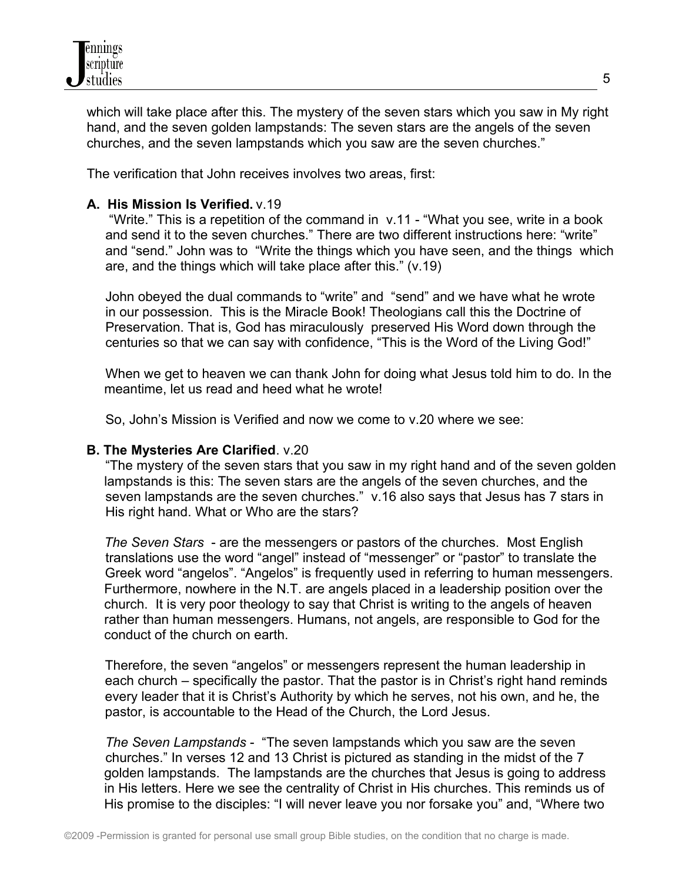which will take place after this. The mystery of the seven stars which you saw in My right hand, and the seven golden lampstands: The seven stars are the angels of the seven churches, and the seven lampstands which you saw are the seven churches."

The verification that John receives involves two areas, first:

**A. His Mission Is Verified.** v.19

"Write." This is a repetition of the command in v.11 - "What you see, write in a book and send it to the seven churches." There are two different instructions here: "write" and "send." John was to "Write the things which you have seen, and the things which are, and the things which will take place after this." (v.19)

John obeyed the dual commands to "write" and "send" and we have what he wrote in our possession. This is the Miracle Book! Theologians call this the Doctrine of Preservation. That is, God has miraculously preserved His Word down through the centuries so that we can say with confidence, "This is the Word of the Living God!"

When we get to heaven we can thank John for doing what Jesus told him to do. In the meantime, let us read and heed what he wrote!

So, John's Mission is Verified and now we come to v.20 where we see:

**B. The Mysteries Are Clarified**. v.20

"The mystery of the seven stars that you saw in my right hand and of the seven golden lampstands is this: The seven stars are the angels of the seven churches, and the seven lampstands are the seven churches." v.16 also says that Jesus has 7 stars in His right hand. What or Who are the stars?

*The Seven Stars* - are the messengers or pastors of the churches. Most English translations use the word "angel" instead of "messenger" or "pastor" to translate the Greek word "angelos". "Angelos" is frequently used in referring to human messengers. Furthermore, nowhere in the N.T. are angels placed in a leadership position over the church. It is very poor theology to say that Christ is writing to the angels of heaven rather than human messengers. Humans, not angels, are responsible to God for the conduct of the church on earth.

Therefore, the seven "angelos" or messengers represent the human leadership in each church – specifically the pastor. That the pastor is in Christ's right hand reminds every leader that it is Christ's Authority by which he serves, not his own, and he, the pastor, is accountable to the Head of the Church, the Lord Jesus.

*The Seven Lampstands* - "The seven lampstands which you saw are the seven churches." In verses 12 and 13 Christ is pictured as standing in the midst of the 7 golden lampstands. The lampstands are the churches that Jesus is going to address in His letters. Here we see the centrality of Christ in His churches. This reminds us of His promise to the disciples: "I will never leave you nor forsake you" and, "Where two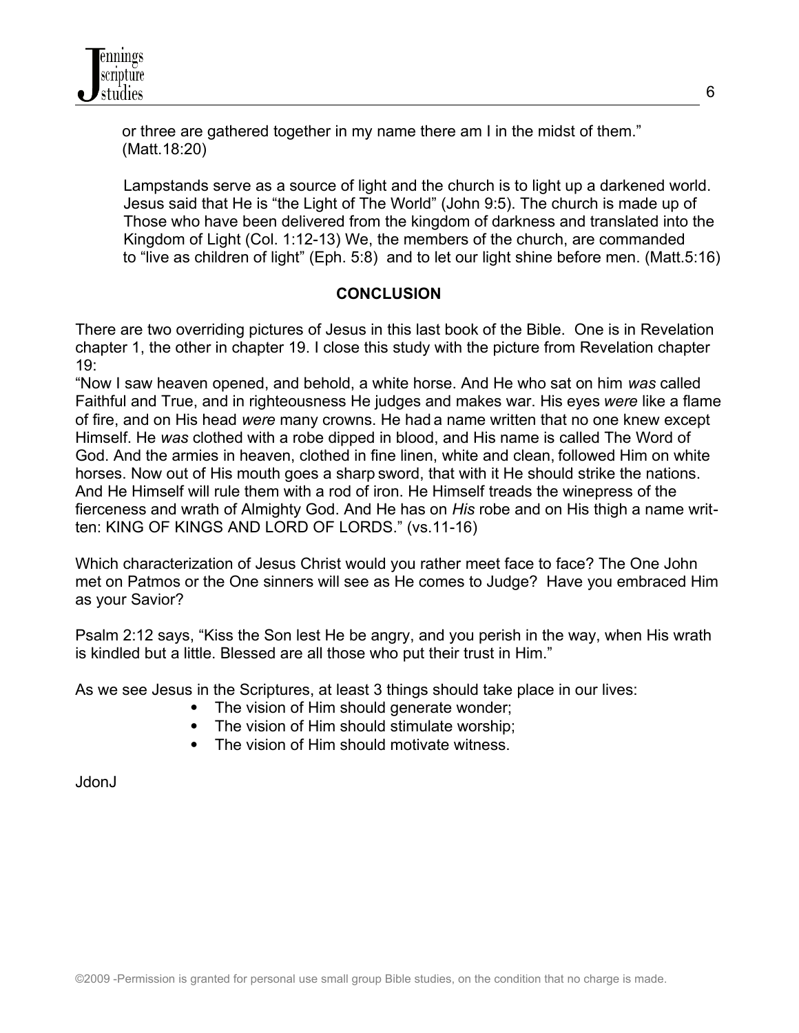or three are gathered together in my name there am I in the midst of them." (Matt.18:20)

Lampstands serve as a source of light and the church is to light up a darkened world. Jesus said that He is "the Light of The World" (John 9:5). The church is made up of Those who have been delivered from the kingdom of darkness and translated into the Kingdom of Light (Col. 1:12-13) We, the members of the church, are commanded to "live as children of light" (Eph. 5:8) and to let our light shine before men. (Matt.5:16)

**CONCLUSION**

There are two overriding pictures of Jesus in this last book of the Bible. One is in Revelation chapter 1, the other in chapter 19. I close this study with the picture from Revelation chapter 19:

"Now I saw heaven opened, and behold, a white horse. And He who sat on him *was* called Faithful and True, and in righteousness He judges and makes war. His eyes *were* like a flame of fire, and on His head *were* many crowns. He had a name written that no one knew except Himself. He *was* clothed with a robe dipped in blood, and His name is called The Word of God. And the armies in heaven, clothed in fine linen, white and clean, followed Him on white horses. Now out of His mouth goes a sharp sword, that with it He should strike the nations. And He Himself will rule them with a rod of iron. He Himself treads the winepress of the fierceness and wrath of Almighty God. And He has on *His* robe and on His thigh a name written: KING OF KINGS AND LORD OF LORDS." (vs.11-16)

Which characterization of Jesus Christ would you rather meet face to face? The One John met on Patmos or the One sinners will see as He comes to Judge? Have you embraced Him as your Savior?

Psalm 2:12 says, "Kiss the Son lest He be angry, and you perish in the way, when His wrath is kindled but a little. Blessed are all those who put their trust in Him."

As we see Jesus in the Scriptures, at least 3 things should take place in our lives:

- The vision of Him should generate wonder;
- The vision of Him should stimulate worship;
- The vision of Him should motivate witness.

JdonJ

©2009 -Permission is granted for personal use small group Bible studies, on the condition that no charge is made.